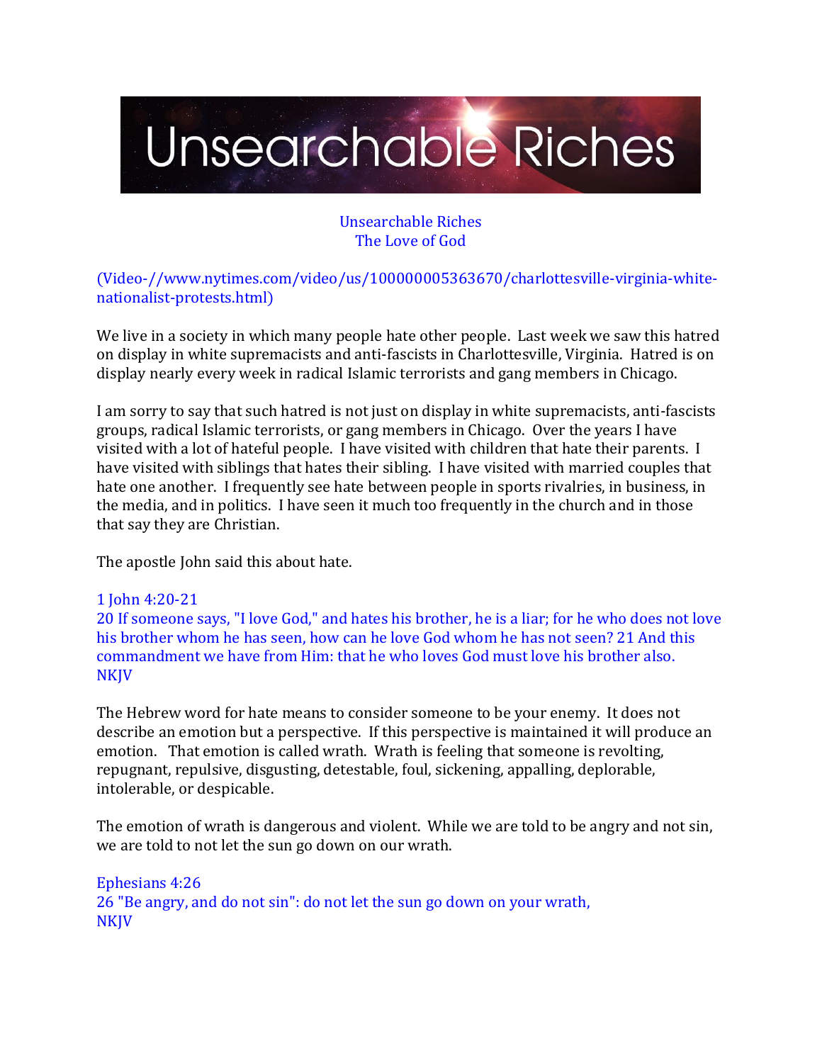# Unsearchable Riches

## Unsearchable Riches
## The Love of God

(Video-//www.nytimes.com/video/us/100000005363670/charlottesville-virginia-white-nationalist-protests.html)

We live in a society in which many people hate other people. Last week we saw this hatred on display in white supremacists and anti-fascists in Charlottesville, Virginia. Hatred is on display nearly every week in radical Islamic terrorists and gang members in Chicago.

I am sorry to say that such hatred is not just on display in white supremacists, anti-fascists groups, radical Islamic terrorists, or gang members in Chicago. Over the years I have visited with a lot of hateful people. I have visited with children that hate their parents. I have visited with siblings that hates their sibling. I have visited with married couples that hate one another. I frequently see hate between people in sports rivalries, in business, in the media, and in politics. I have seen it much too frequently in the church and in those that say they are Christian.

The apostle John said this about hate.

1 John 4:20-21
20 If someone says, "I love God," and hates his brother, he is a liar; for he who does not love his brother whom he has seen, how can he love God whom he has not seen? 21 And this commandment we have from Him: that he who loves God must love his brother also.
NKJV

The Hebrew word for hate means to consider someone to be your enemy. It does not describe an emotion but a perspective. If this perspective is maintained it will produce an emotion. That emotion is called wrath. Wrath is feeling that someone is revolting, repugnant, repulsive, disgusting, detestable, foul, sickening, appalling, deplorable, intolerable, or despicable.

The emotion of wrath is dangerous and violent. While we are told to be angry and not sin, we are told to not let the sun go down on our wrath.

Ephesians 4:26
26 "Be angry, and do not sin": do not let the sun go down on your wrath,
NKJV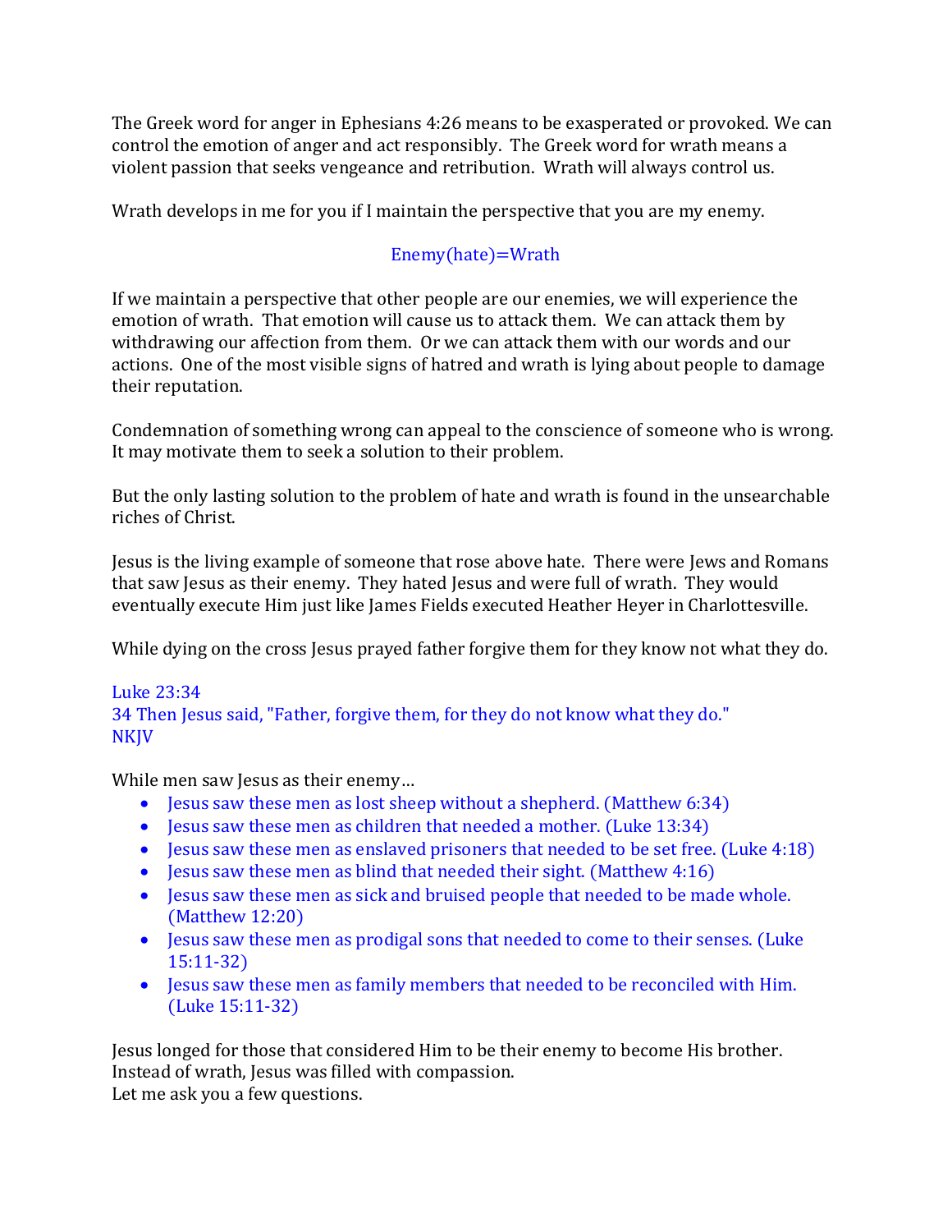The Greek word for anger in Ephesians 4:26 means to be exasperated or provoked. We can control the emotion of anger and act responsibly. The Greek word for wrath means a violent passion that seeks vengeance and retribution. Wrath will always control us.

Wrath develops in me for you if I maintain the perspective that you are my enemy.

Enemy(hate)=Wrath

If we maintain a perspective that other people are our enemies, we will experience the emotion of wrath. That emotion will cause us to attack them. We can attack them by withdrawing our affection from them. Or we can attack them with our words and our actions. One of the most visible signs of hatred and wrath is lying about people to damage their reputation.

Condemnation of something wrong can appeal to the conscience of someone who is wrong. It may motivate them to seek a solution to their problem.

But the only lasting solution to the problem of hate and wrath is found in the unsearchable riches of Christ.

Jesus is the living example of someone that rose above hate. There were Jews and Romans that saw Jesus as their enemy. They hated Jesus and were full of wrath. They would eventually execute Him just like James Fields executed Heather Heyer in Charlottesville.

While dying on the cross Jesus prayed father forgive them for they know not what they do.

Luke 23:34
34 Then Jesus said, "Father, forgive them, for they do not know what they do."
NKJV

While men saw Jesus as their enemy…

- Jesus saw these men as lost sheep without a shepherd. (Matthew 6:34)
- Jesus saw these men as children that needed a mother. (Luke 13:34)
- Jesus saw these men as enslaved prisoners that needed to be set free. (Luke 4:18)
- Jesus saw these men as blind that needed their sight. (Matthew 4:16)
- Jesus saw these men as sick and bruised people that needed to be made whole. (Matthew 12:20)
- Jesus saw these men as prodigal sons that needed to come to their senses. (Luke 15:11-32)
- Jesus saw these men as family members that needed to be reconciled with Him. (Luke 15:11-32)

Jesus longed for those that considered Him to be their enemy to become His brother.
Instead of wrath, Jesus was filled with compassion.
Let me ask you a few questions.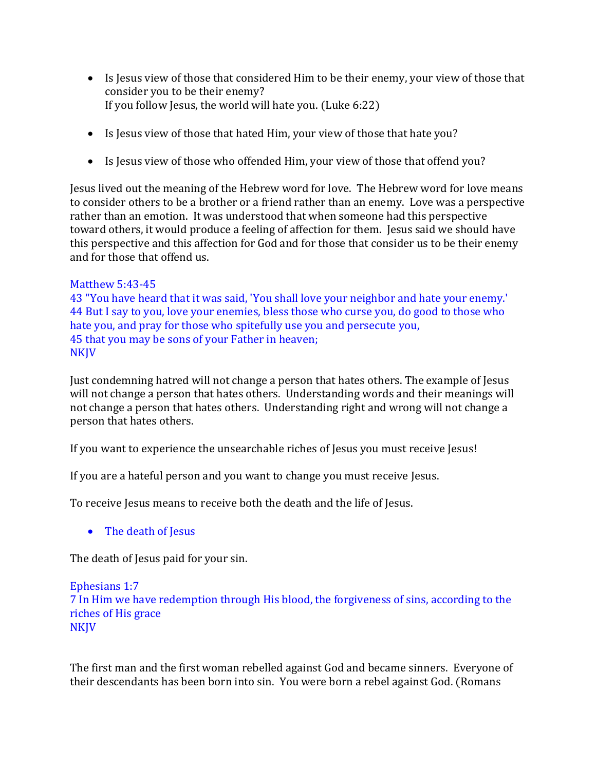- Is Jesus view of those that considered Him to be their enemy, your view of those that consider you to be their enemy?
  If you follow Jesus, the world will hate you. (Luke 6:22)

- Is Jesus view of those that hated Him, your view of those that hate you?

- Is Jesus view of those who offended Him, your view of those that offend you?

Jesus lived out the meaning of the Hebrew word for love. The Hebrew word for love means to consider others to be a brother or a friend rather than an enemy. Love was a perspective rather than an emotion. It was understood that when someone had this perspective toward others, it would produce a feeling of affection for them. Jesus said we should have this perspective and this affection for God and for those that consider us to be their enemy and for those that offend us.

Matthew 5:43-45
43 "You have heard that it was said, 'You shall love your neighbor and hate your enemy.'
44 But I say to you, love your enemies, bless those who curse you, do good to those who hate you, and pray for those who spitefully use you and persecute you,
45 that you may be sons of your Father in heaven;
NKJV

Just condemning hatred will not change a person that hates others. The example of Jesus will not change a person that hates others. Understanding words and their meanings will not change a person that hates others. Understanding right and wrong will not change a person that hates others.

If you want to experience the unsearchable riches of Jesus you must receive Jesus!

If you are a hateful person and you want to change you must receive Jesus.

To receive Jesus means to receive both the death and the life of Jesus.

- The death of Jesus

The death of Jesus paid for your sin.

Ephesians 1:7
7 In Him we have redemption through His blood, the forgiveness of sins, according to the riches of His grace
NKJV

The first man and the first woman rebelled against God and became sinners. Everyone of their descendants has been born into sin. You were born a rebel against God. (Romans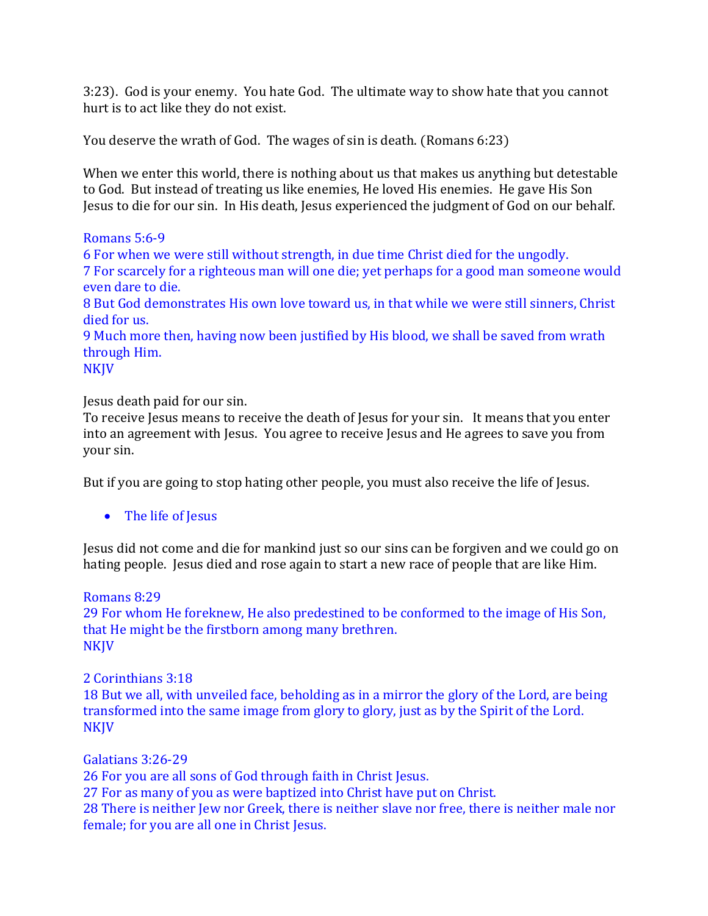3:23). God is your enemy. You hate God. The ultimate way to show hate that you cannot hurt is to act like they do not exist.

You deserve the wrath of God. The wages of sin is death. (Romans 6:23)

When we enter this world, there is nothing about us that makes us anything but detestable to God. But instead of treating us like enemies, He loved His enemies. He gave His Son Jesus to die for our sin. In His death, Jesus experienced the judgment of God on our behalf.

Romans 5:6-9
6 For when we were still without strength, in due time Christ died for the ungodly.
7 For scarcely for a righteous man will one die; yet perhaps for a good man someone would even dare to die.
8 But God demonstrates His own love toward us, in that while we were still sinners, Christ died for us.
9 Much more then, having now been justified by His blood, we shall be saved from wrath through Him.
NKJV

Jesus death paid for our sin.
To receive Jesus means to receive the death of Jesus for your sin. It means that you enter into an agreement with Jesus. You agree to receive Jesus and He agrees to save you from your sin.

But if you are going to stop hating other people, you must also receive the life of Jesus.

- The life of Jesus

Jesus did not come and die for mankind just so our sins can be forgiven and we could go on hating people. Jesus died and rose again to start a new race of people that are like Him.

Romans 8:29
29 For whom He foreknew, He also predestined to be conformed to the image of His Son, that He might be the firstborn among many brethren.
NKJV

2 Corinthians 3:18
18 But we all, with unveiled face, beholding as in a mirror the glory of the Lord, are being transformed into the same image from glory to glory, just as by the Spirit of the Lord.
NKJV

Galatians 3:26-29
26 For you are all sons of God through faith in Christ Jesus.
27 For as many of you as were baptized into Christ have put on Christ.
28 There is neither Jew nor Greek, there is neither slave nor free, there is neither male nor female; for you are all one in Christ Jesus.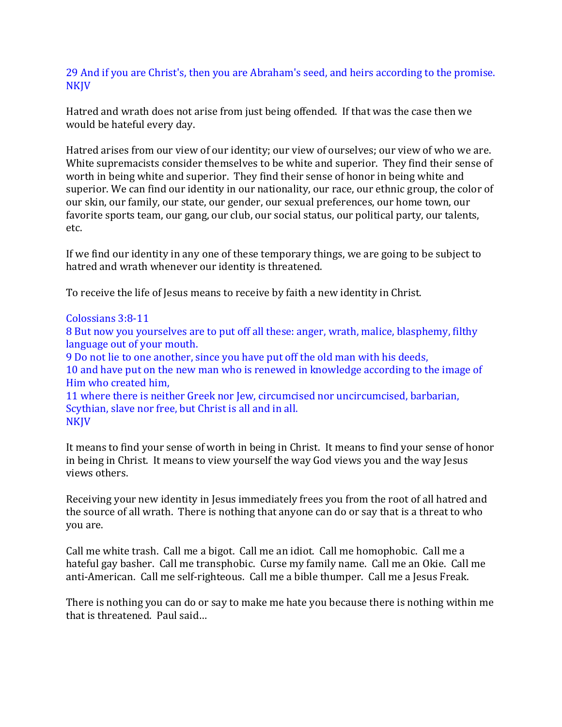29 And if you are Christ's, then you are Abraham's seed, and heirs according to the promise.
NKJV

Hatred and wrath does not arise from just being offended. If that was the case then we would be hateful every day.

Hatred arises from our view of our identity; our view of ourselves; our view of who we are. White supremacists consider themselves to be white and superior. They find their sense of worth in being white and superior. They find their sense of honor in being white and superior. We can find our identity in our nationality, our race, our ethnic group, the color of our skin, our family, our state, our gender, our sexual preferences, our home town, our favorite sports team, our gang, our club, our social status, our political party, our talents, etc.

If we find our identity in any one of these temporary things, we are going to be subject to hatred and wrath whenever our identity is threatened.

To receive the life of Jesus means to receive by faith a new identity in Christ.

Colossians 3:8-11
8 But now you yourselves are to put off all these: anger, wrath, malice, blasphemy, filthy language out of your mouth.
9 Do not lie to one another, since you have put off the old man with his deeds,
10 and have put on the new man who is renewed in knowledge according to the image of Him who created him,
11 where there is neither Greek nor Jew, circumcised nor uncircumcised, barbarian, Scythian, slave nor free, but Christ is all and in all.
NKJV

It means to find your sense of worth in being in Christ. It means to find your sense of honor in being in Christ. It means to view yourself the way God views you and the way Jesus views others.

Receiving your new identity in Jesus immediately frees you from the root of all hatred and the source of all wrath. There is nothing that anyone can do or say that is a threat to who you are.

Call me white trash. Call me a bigot. Call me an idiot. Call me homophobic. Call me a hateful gay basher. Call me transphobic. Curse my family name. Call me an Okie. Call me anti-American. Call me self-righteous. Call me a bible thumper. Call me a Jesus Freak.

There is nothing you can do or say to make me hate you because there is nothing within me that is threatened. Paul said…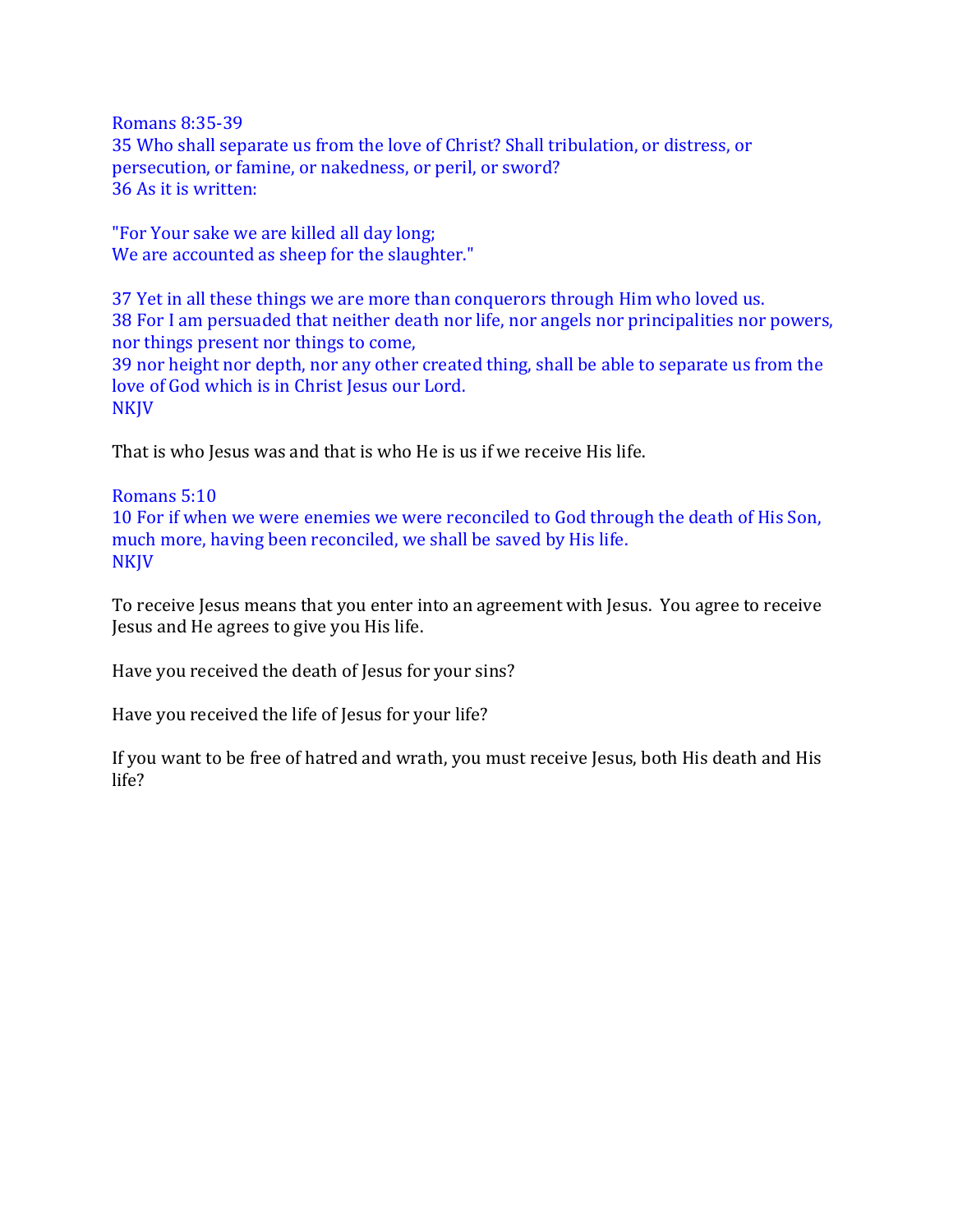Romans 8:35-39
35 Who shall separate us from the love of Christ? Shall tribulation, or distress, or persecution, or famine, or nakedness, or peril, or sword?
36 As it is written:

"For Your sake we are killed all day long;
We are accounted as sheep for the slaughter."

37 Yet in all these things we are more than conquerors through Him who loved us.
38 For I am persuaded that neither death nor life, nor angels nor principalities nor powers, nor things present nor things to come,
39 nor height nor depth, nor any other created thing, shall be able to separate us from the love of God which is in Christ Jesus our Lord.
NKJV

That is who Jesus was and that is who He is us if we receive His life.

Romans 5:10
10 For if when we were enemies we were reconciled to God through the death of His Son, much more, having been reconciled, we shall be saved by His life.
NKJV

To receive Jesus means that you enter into an agreement with Jesus. You agree to receive Jesus and He agrees to give you His life.

Have you received the death of Jesus for your sins?

Have you received the life of Jesus for your life?

If you want to be free of hatred and wrath, you must receive Jesus, both His death and His life?